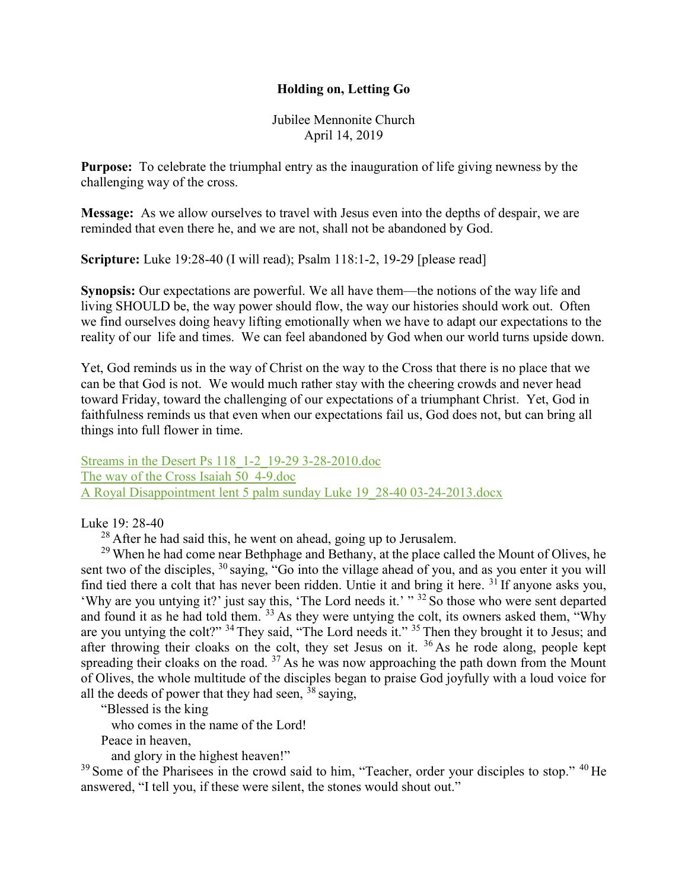# Holding on, Letting Go

Jubilee Mennonite Church
April 14, 2019

**Purpose:** To celebrate the triumphal entry as the inauguration of life giving newness by the challenging way of the cross.

**Message:** As we allow ourselves to travel with Jesus even into the depths of despair, we are reminded that even there he, and we are not, shall not be abandoned by God.

**Scripture:** Luke 19:28-40 (I will read); Psalm 118:1-2, 19-29 [please read]

**Synopsis:** Our expectations are powerful. We all have them—the notions of the way life and living SHOULD be, the way power should flow, the way our histories should work out. Often we find ourselves doing heavy lifting emotionally when we have to adapt our expectations to the reality of our life and times. We can feel abandoned by God when our world turns upside down.

Yet, God reminds us in the way of Christ on the way to the Cross that there is no place that we can be that God is not. We would much rather stay with the cheering crowds and never head toward Friday, toward the challenging of our expectations of a triumphant Christ. Yet, God in faithfulness reminds us that even when our expectations fail us, God does not, but can bring all things into full flower in time.

Streams in the Desert Ps 118_1-2_19-29 3-28-2010.doc
The way of the Cross Isaiah 50_4-9.doc
A Royal Disappointment lent 5 palm sunday Luke 19_28-40 03-24-2013.docx

Luke 19: 28-40

[28] After he had said this, he went on ahead, going up to Jerusalem.

[29] When he had come near Bethphage and Bethany, at the place called the Mount of Olives, he sent two of the disciples, [30] saying, "Go into the village ahead of you, and as you enter it you will find tied there a colt that has never been ridden. Untie it and bring it here. [31] If anyone asks you, 'Why are you untying it?' just say this, 'The Lord needs it.' " [32] So those who were sent departed and found it as he had told them. [33] As they were untying the colt, its owners asked them, "Why are you untying the colt?" [34] They said, "The Lord needs it." [35] Then they brought it to Jesus; and after throwing their cloaks on the colt, they set Jesus on it. [36] As he rode along, people kept spreading their cloaks on the road. [37] As he was now approaching the path down from the Mount of Olives, the whole multitude of the disciples began to praise God joyfully with a loud voice for all the deeds of power that they had seen, [38] saying,

"Blessed is the king
who comes in the name of the Lord!
Peace in heaven,
and glory in the highest heaven!"

[39] Some of the Pharisees in the crowd said to him, "Teacher, order your disciples to stop." [40] He answered, "I tell you, if these were silent, the stones would shout out."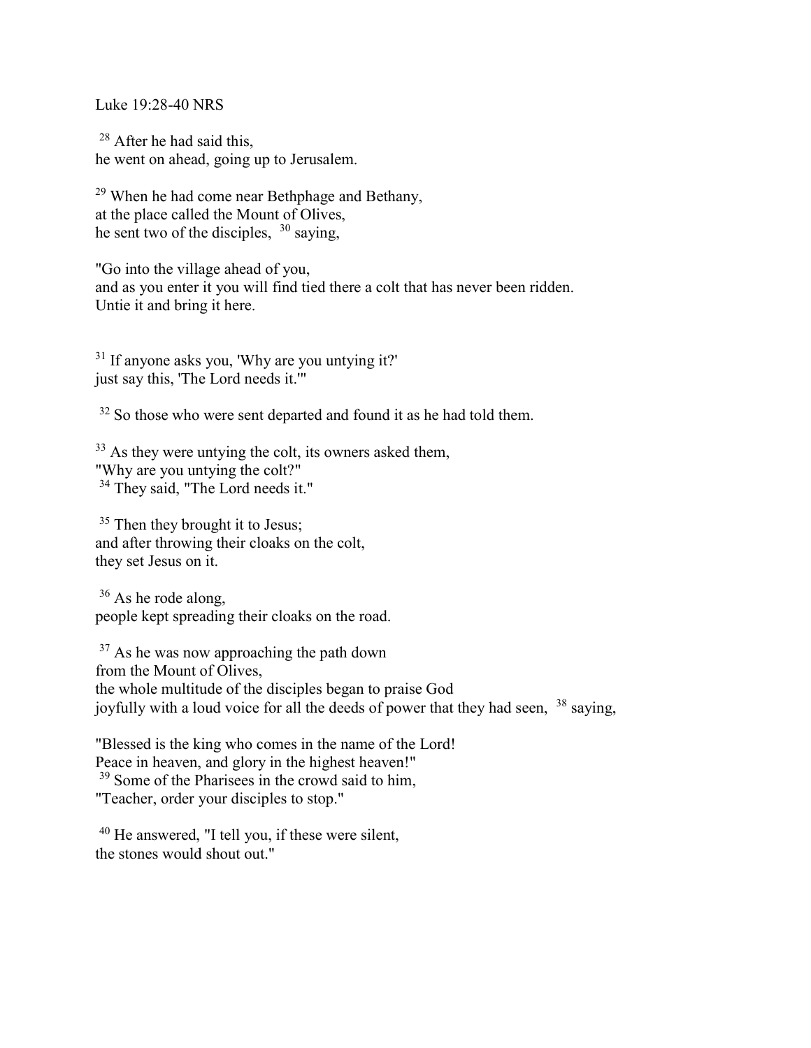Luke 19:28-40 NRS

[28] After he had said this,
he went on ahead, going up to Jerusalem.

[29] When he had come near Bethphage and Bethany,
at the place called the Mount of Olives,
he sent two of the disciples, [30] saying,

"Go into the village ahead of you,
and as you enter it you will find tied there a colt that has never been ridden.
Untie it and bring it here.

[31] If anyone asks you, 'Why are you untying it?'
just say this, 'The Lord needs it.'"

[32] So those who were sent departed and found it as he had told them.

[33] As they were untying the colt, its owners asked them,
"Why are you untying the colt?"
[34] They said, "The Lord needs it."

[35] Then they brought it to Jesus;
and after throwing their cloaks on the colt,
they set Jesus on it.

[36] As he rode along,
people kept spreading their cloaks on the road.

[37] As he was now approaching the path down
from the Mount of Olives,
the whole multitude of the disciples began to praise God
joyfully with a loud voice for all the deeds of power that they had seen, [38] saying,

"Blessed is the king who comes in the name of the Lord!
Peace in heaven, and glory in the highest heaven!"
[39] Some of the Pharisees in the crowd said to him,
"Teacher, order your disciples to stop."

[40] He answered, "I tell you, if these were silent,
the stones would shout out."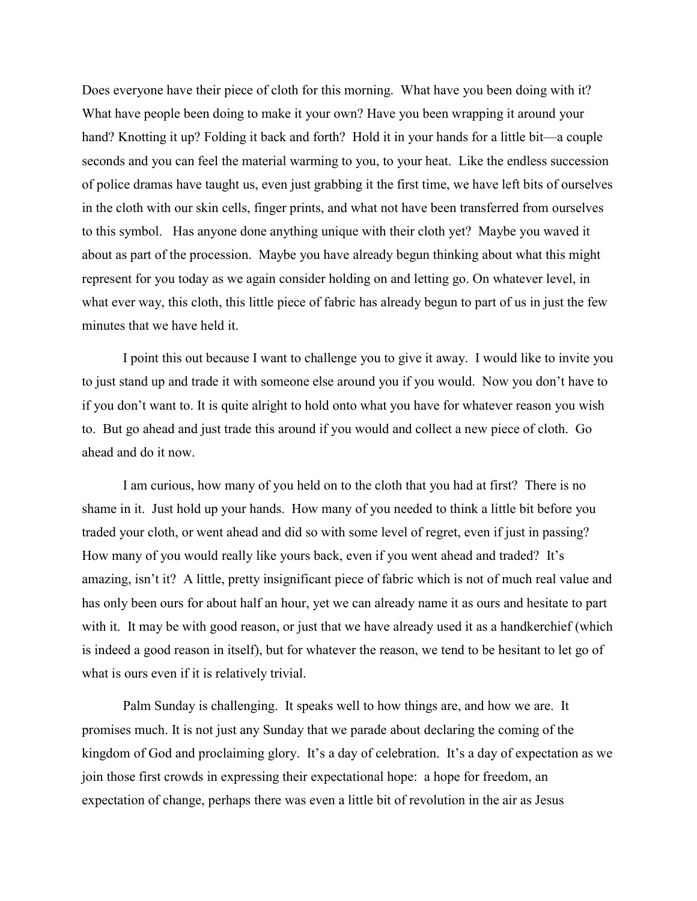Does everyone have their piece of cloth for this morning. What have you been doing with it? What have people been doing to make it your own? Have you been wrapping it around your hand? Knotting it up? Folding it back and forth? Hold it in your hands for a little bit—a couple seconds and you can feel the material warming to you, to your heat. Like the endless succession of police dramas have taught us, even just grabbing it the first time, we have left bits of ourselves in the cloth with our skin cells, finger prints, and what not have been transferred from ourselves to this symbol. Has anyone done anything unique with their cloth yet? Maybe you waved it about as part of the procession. Maybe you have already begun thinking about what this might represent for you today as we again consider holding on and letting go. On whatever level, in what ever way, this cloth, this little piece of fabric has already begun to part of us in just the few minutes that we have held it.

I point this out because I want to challenge you to give it away. I would like to invite you to just stand up and trade it with someone else around you if you would. Now you don't have to if you don't want to. It is quite alright to hold onto what you have for whatever reason you wish to. But go ahead and just trade this around if you would and collect a new piece of cloth. Go ahead and do it now.

I am curious, how many of you held on to the cloth that you had at first? There is no shame in it. Just hold up your hands. How many of you needed to think a little bit before you traded your cloth, or went ahead and did so with some level of regret, even if just in passing? How many of you would really like yours back, even if you went ahead and traded? It's amazing, isn't it? A little, pretty insignificant piece of fabric which is not of much real value and has only been ours for about half an hour, yet we can already name it as ours and hesitate to part with it. It may be with good reason, or just that we have already used it as a handkerchief (which is indeed a good reason in itself), but for whatever the reason, we tend to be hesitant to let go of what is ours even if it is relatively trivial.

Palm Sunday is challenging. It speaks well to how things are, and how we are. It promises much. It is not just any Sunday that we parade about declaring the coming of the kingdom of God and proclaiming glory. It's a day of celebration. It's a day of expectation as we join those first crowds in expressing their expectational hope: a hope for freedom, an expectation of change, perhaps there was even a little bit of revolution in the air as Jesus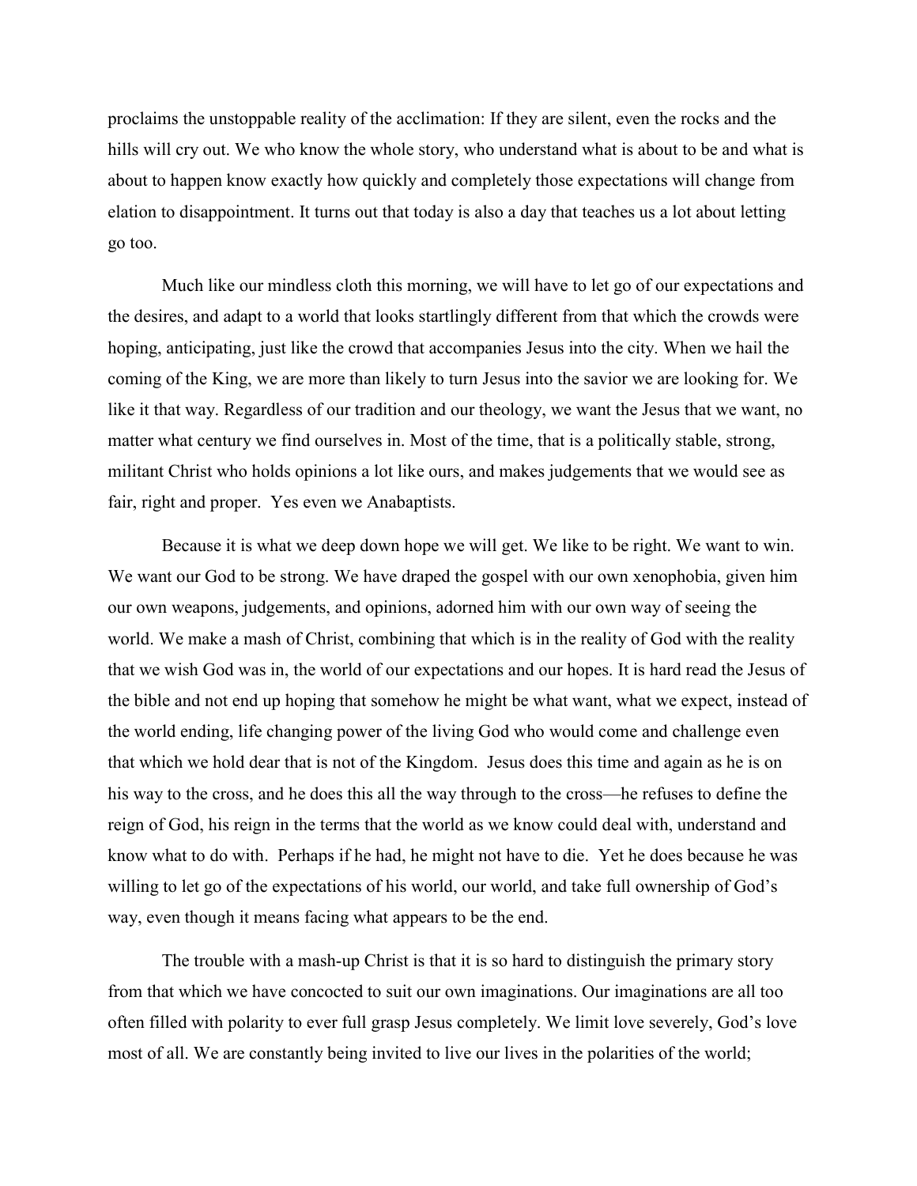proclaims the unstoppable reality of the acclimation: If they are silent, even the rocks and the hills will cry out. We who know the whole story, who understand what is about to be and what is about to happen know exactly how quickly and completely those expectations will change from elation to disappointment. It turns out that today is also a day that teaches us a lot about letting go too.

Much like our mindless cloth this morning, we will have to let go of our expectations and the desires, and adapt to a world that looks startlingly different from that which the crowds were hoping, anticipating, just like the crowd that accompanies Jesus into the city. When we hail the coming of the King, we are more than likely to turn Jesus into the savior we are looking for. We like it that way. Regardless of our tradition and our theology, we want the Jesus that we want, no matter what century we find ourselves in. Most of the time, that is a politically stable, strong, militant Christ who holds opinions a lot like ours, and makes judgements that we would see as fair, right and proper. Yes even we Anabaptists.

Because it is what we deep down hope we will get. We like to be right. We want to win. We want our God to be strong. We have draped the gospel with our own xenophobia, given him our own weapons, judgements, and opinions, adorned him with our own way of seeing the world. We make a mash of Christ, combining that which is in the reality of God with the reality that we wish God was in, the world of our expectations and our hopes. It is hard read the Jesus of the bible and not end up hoping that somehow he might be what want, what we expect, instead of the world ending, life changing power of the living God who would come and challenge even that which we hold dear that is not of the Kingdom. Jesus does this time and again as he is on his way to the cross, and he does this all the way through to the cross—he refuses to define the reign of God, his reign in the terms that the world as we know could deal with, understand and know what to do with. Perhaps if he had, he might not have to die. Yet he does because he was willing to let go of the expectations of his world, our world, and take full ownership of God's way, even though it means facing what appears to be the end.

The trouble with a mash-up Christ is that it is so hard to distinguish the primary story from that which we have concocted to suit our own imaginations. Our imaginations are all too often filled with polarity to ever full grasp Jesus completely. We limit love severely, God's love most of all. We are constantly being invited to live our lives in the polarities of the world;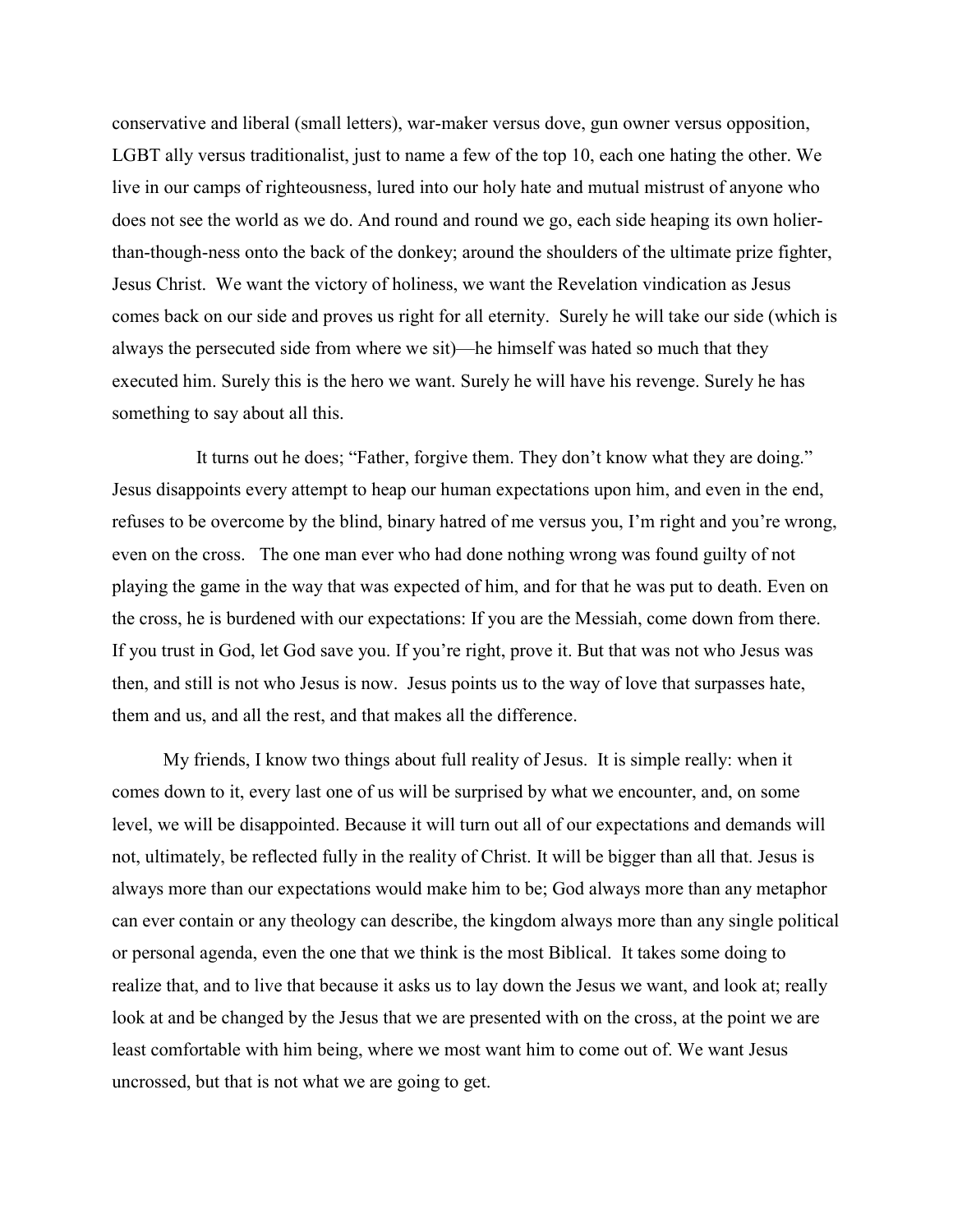conservative and liberal (small letters), war-maker versus dove, gun owner versus opposition, LGBT ally versus traditionalist, just to name a few of the top 10, each one hating the other. We live in our camps of righteousness, lured into our holy hate and mutual mistrust of anyone who does not see the world as we do. And round and round we go, each side heaping its own holier-than-though-ness onto the back of the donkey; around the shoulders of the ultimate prize fighter, Jesus Christ. We want the victory of holiness, we want the Revelation vindication as Jesus comes back on our side and proves us right for all eternity. Surely he will take our side (which is always the persecuted side from where we sit)—he himself was hated so much that they executed him. Surely this is the hero we want. Surely he will have his revenge. Surely he has something to say about all this.

It turns out he does; "Father, forgive them. They don't know what they are doing." Jesus disappoints every attempt to heap our human expectations upon him, and even in the end, refuses to be overcome by the blind, binary hatred of me versus you, I'm right and you're wrong, even on the cross. The one man ever who had done nothing wrong was found guilty of not playing the game in the way that was expected of him, and for that he was put to death. Even on the cross, he is burdened with our expectations: If you are the Messiah, come down from there. If you trust in God, let God save you. If you're right, prove it. But that was not who Jesus was then, and still is not who Jesus is now. Jesus points us to the way of love that surpasses hate, them and us, and all the rest, and that makes all the difference.

My friends, I know two things about full reality of Jesus. It is simple really: when it comes down to it, every last one of us will be surprised by what we encounter, and, on some level, we will be disappointed. Because it will turn out all of our expectations and demands will not, ultimately, be reflected fully in the reality of Christ. It will be bigger than all that. Jesus is always more than our expectations would make him to be; God always more than any metaphor can ever contain or any theology can describe, the kingdom always more than any single political or personal agenda, even the one that we think is the most Biblical. It takes some doing to realize that, and to live that because it asks us to lay down the Jesus we want, and look at; really look at and be changed by the Jesus that we are presented with on the cross, at the point we are least comfortable with him being, where we most want him to come out of. We want Jesus uncrossed, but that is not what we are going to get.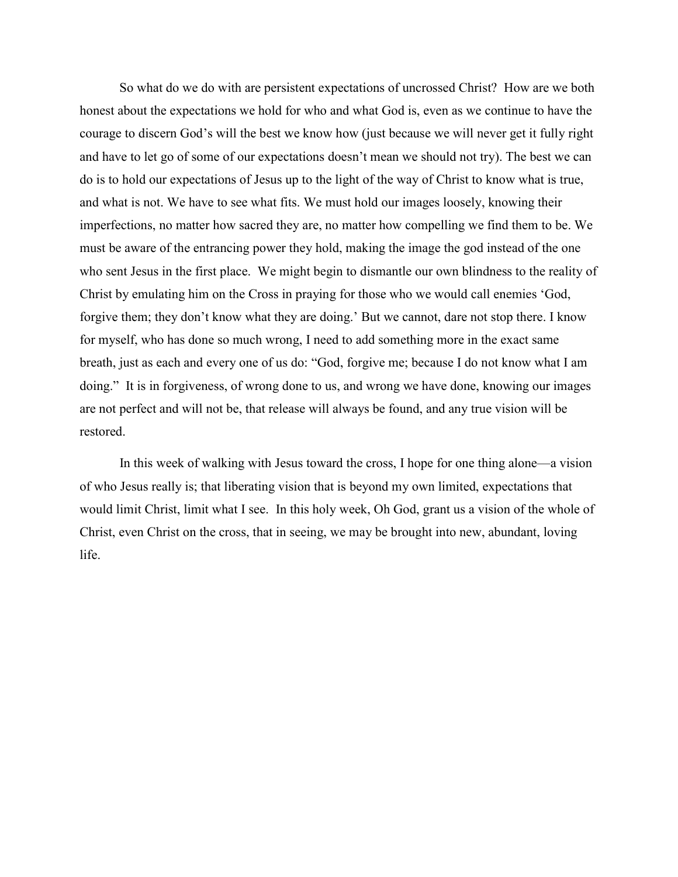So what do we do with are persistent expectations of uncrossed Christ? How are we both honest about the expectations we hold for who and what God is, even as we continue to have the courage to discern God's will the best we know how (just because we will never get it fully right and have to let go of some of our expectations doesn't mean we should not try). The best we can do is to hold our expectations of Jesus up to the light of the way of Christ to know what is true, and what is not. We have to see what fits. We must hold our images loosely, knowing their imperfections, no matter how sacred they are, no matter how compelling we find them to be. We must be aware of the entrancing power they hold, making the image the god instead of the one who sent Jesus in the first place. We might begin to dismantle our own blindness to the reality of Christ by emulating him on the Cross in praying for those who we would call enemies 'God, forgive them; they don't know what they are doing.' But we cannot, dare not stop there. I know for myself, who has done so much wrong, I need to add something more in the exact same breath, just as each and every one of us do: "God, forgive me; because I do not know what I am doing." It is in forgiveness, of wrong done to us, and wrong we have done, knowing our images are not perfect and will not be, that release will always be found, and any true vision will be restored.

In this week of walking with Jesus toward the cross, I hope for one thing alone—a vision of who Jesus really is; that liberating vision that is beyond my own limited, expectations that would limit Christ, limit what I see. In this holy week, Oh God, grant us a vision of the whole of Christ, even Christ on the cross, that in seeing, we may be brought into new, abundant, loving life.